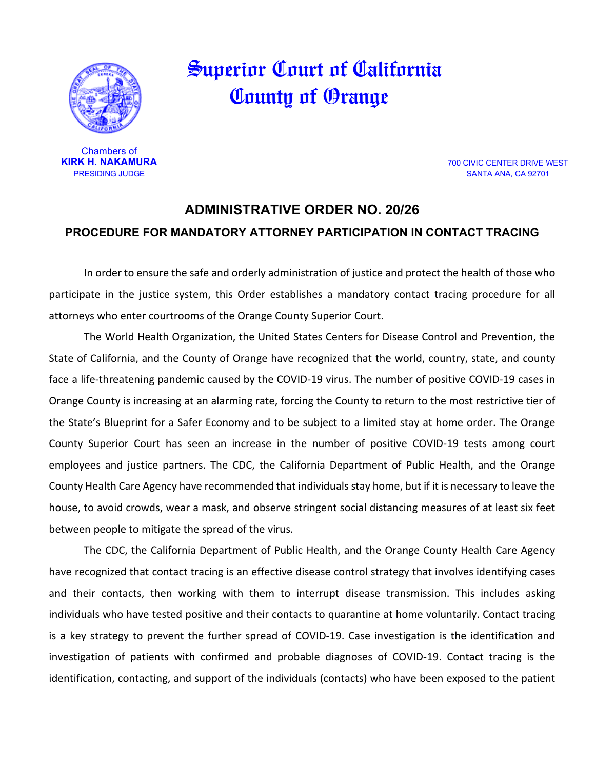# Superior Court of California
# County of Orange

Chambers of
**KIRK H. NAKAMURA**
PRESIDING JUDGE

700 CIVIC CENTER DRIVE WEST
SANTA ANA, CA 92701

## ADMINISTRATIVE ORDER NO. 20/26

### PROCEDURE FOR MANDATORY ATTORNEY PARTICIPATION IN CONTACT TRACING

In order to ensure the safe and orderly administration of justice and protect the health of those who participate in the justice system, this Order establishes a mandatory contact tracing procedure for all attorneys who enter courtrooms of the Orange County Superior Court.

The World Health Organization, the United States Centers for Disease Control and Prevention, the State of California, and the County of Orange have recognized that the world, country, state, and county face a life-threatening pandemic caused by the COVID-19 virus. The number of positive COVID-19 cases in Orange County is increasing at an alarming rate, forcing the County to return to the most restrictive tier of the State's Blueprint for a Safer Economy and to be subject to a limited stay at home order. The Orange County Superior Court has seen an increase in the number of positive COVID-19 tests among court employees and justice partners. The CDC, the California Department of Public Health, and the Orange County Health Care Agency have recommended that individuals stay home, but if it is necessary to leave the house, to avoid crowds, wear a mask, and observe stringent social distancing measures of at least six feet between people to mitigate the spread of the virus.

The CDC, the California Department of Public Health, and the Orange County Health Care Agency have recognized that contact tracing is an effective disease control strategy that involves identifying cases and their contacts, then working with them to interrupt disease transmission. This includes asking individuals who have tested positive and their contacts to quarantine at home voluntarily. Contact tracing is a key strategy to prevent the further spread of COVID-19. Case investigation is the identification and investigation of patients with confirmed and probable diagnoses of COVID-19. Contact tracing is the identification, contacting, and support of the individuals (contacts) who have been exposed to the patient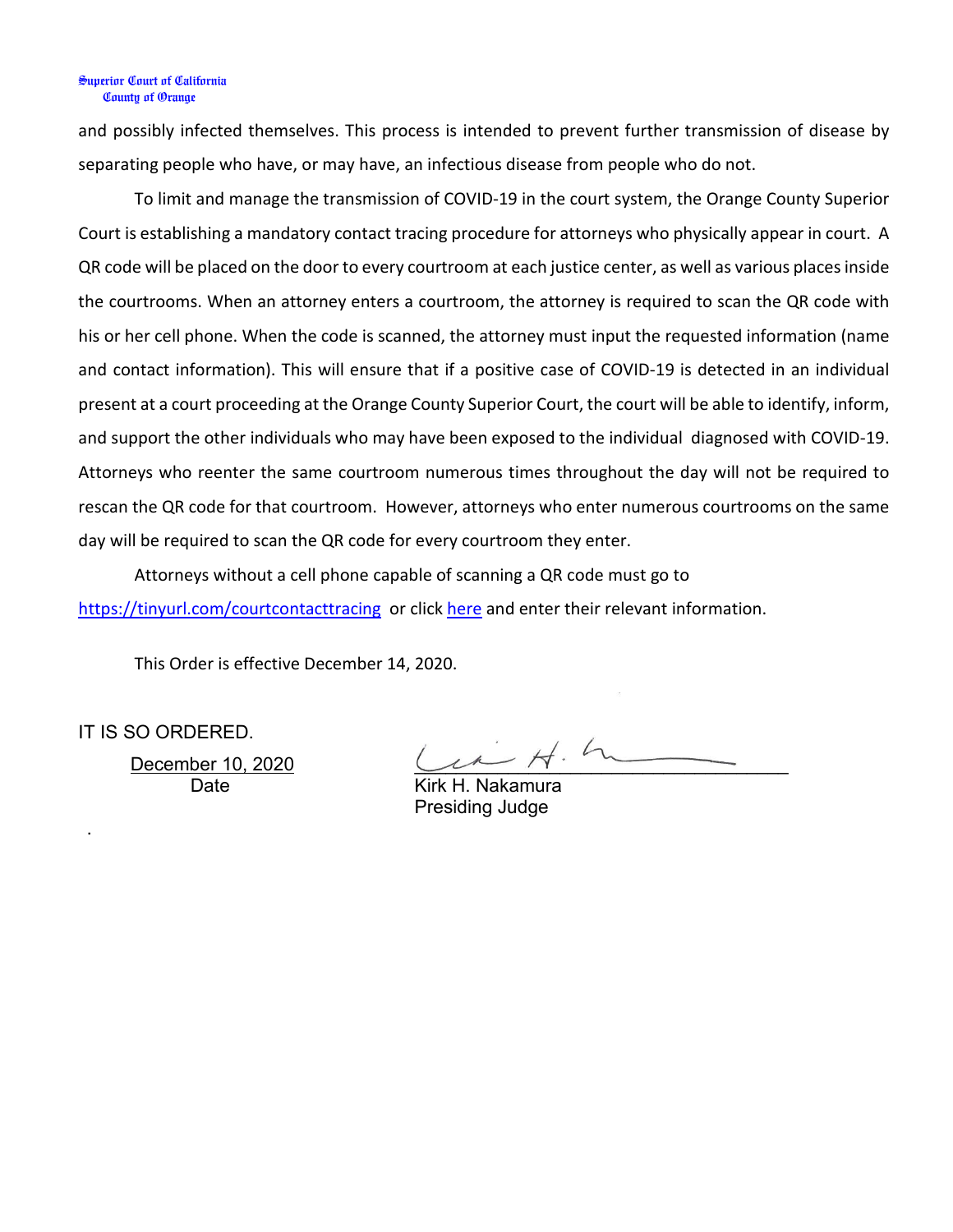and possibly infected themselves. This process is intended to prevent further transmission of disease by separating people who have, or may have, an infectious disease from people who do not.

To limit and manage the transmission of COVID-19 in the court system, the Orange County Superior Court is establishing a mandatory contact tracing procedure for attorneys who physically appear in court. A QR code will be placed on the door to every courtroom at each justice center, as well as various places inside the courtrooms. When an attorney enters a courtroom, the attorney is required to scan the QR code with his or her cell phone. When the code is scanned, the attorney must input the requested information (name and contact information). This will ensure that if a positive case of COVID-19 is detected in an individual present at a court proceeding at the Orange County Superior Court, the court will be able to identify, inform, and support the other individuals who may have been exposed to the individual diagnosed with COVID-19. Attorneys who reenter the same courtroom numerous times throughout the day will not be required to rescan the QR code for that courtroom. However, attorneys who enter numerous courtrooms on the same day will be required to scan the QR code for every courtroom they enter.

Attorneys without a cell phone capable of scanning a QR code must go to https://tinyurl.com/courtcontacttracing or click here and enter their relevant information.

This Order is effective December 14, 2020.

IT IS SO ORDERED.

December 10, 2020
Date

Kirk H. Nakamura
Presiding Judge